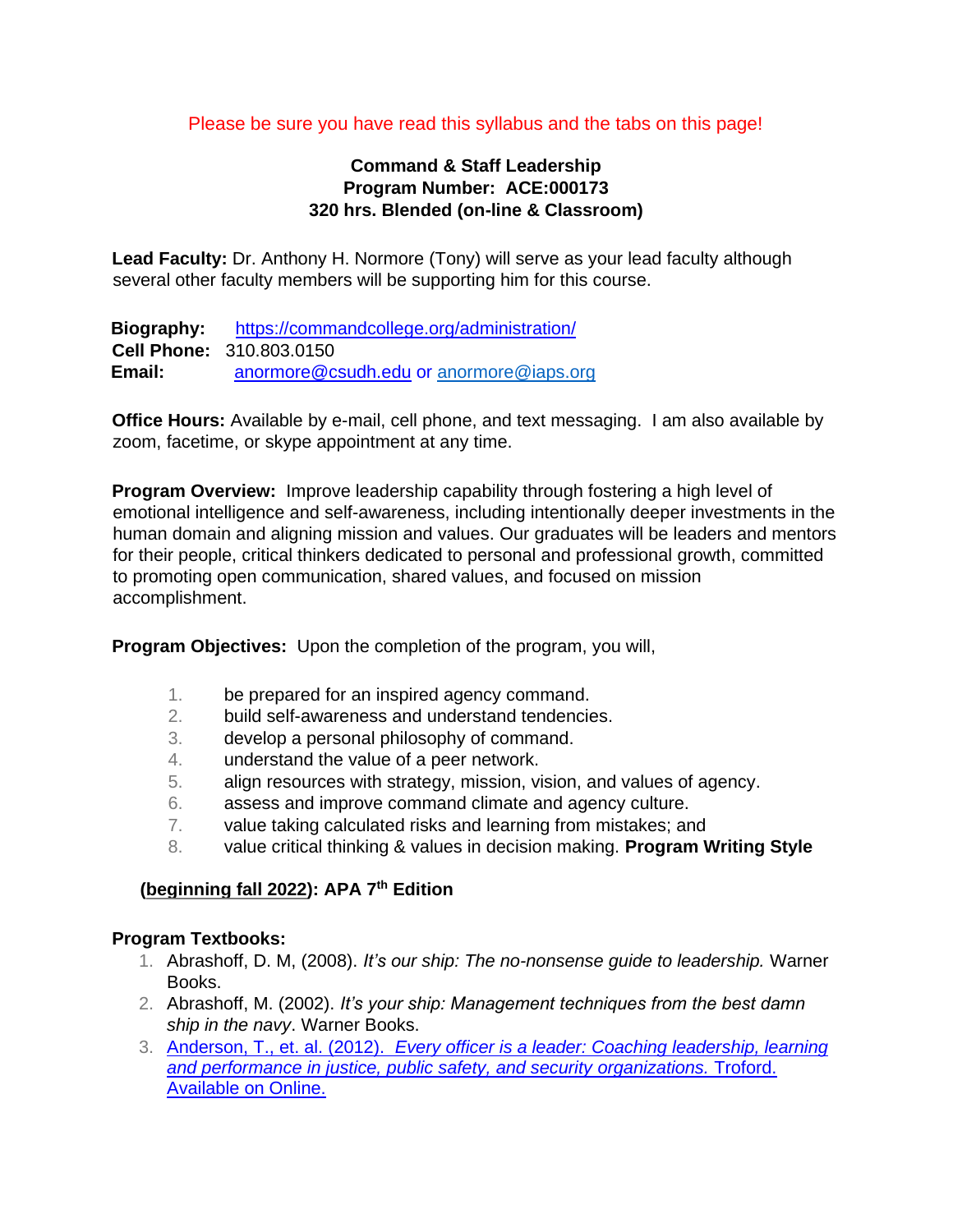Please be sure you have read this syllabus and the tabs on this page!

**Command & Staff Leadership**
**Program Number: ACE:000173**
**320 hrs. Blended (on-line & Classroom)**

**Lead Faculty:** Dr. Anthony H. Normore (Tony) will serve as your lead faculty although several other faculty members will be supporting him for this course.

**Biography:** https://commandcollege.org/administration/
**Cell Phone:** 310.803.0150
**Email:** anormore@csudh.edu or anormore@iaps.org

**Office Hours:** Available by e-mail, cell phone, and text messaging. I am also available by zoom, facetime, or skype appointment at any time.

**Program Overview:** Improve leadership capability through fostering a high level of emotional intelligence and self-awareness, including intentionally deeper investments in the human domain and aligning mission and values. Our graduates will be leaders and mentors for their people, critical thinkers dedicated to personal and professional growth, committed to promoting open communication, shared values, and focused on mission accomplishment.

**Program Objectives:** Upon the completion of the program, you will,

1. be prepared for an inspired agency command.
2. build self-awareness and understand tendencies.
3. develop a personal philosophy of command.
4. understand the value of a peer network.
5. align resources with strategy, mission, vision, and values of agency.
6. assess and improve command climate and agency culture.
7. value taking calculated risks and learning from mistakes; and
8. value critical thinking & values in decision making.

**Program Writing Style (beginning fall 2022): APA 7th Edition**

**Program Textbooks:**

1. Abrashoff, D. M, (2008). *It's our ship: The no-nonsense guide to leadership.* Warner Books.
2. Abrashoff, M. (2002). *It's your ship: Management techniques from the best damn ship in the navy*. Warner Books.
3. Anderson, T., et. al. (2012). *Every officer is a leader: Coaching leadership, learning and performance in justice, public safety, and security organizations.* Troford. Available on Online.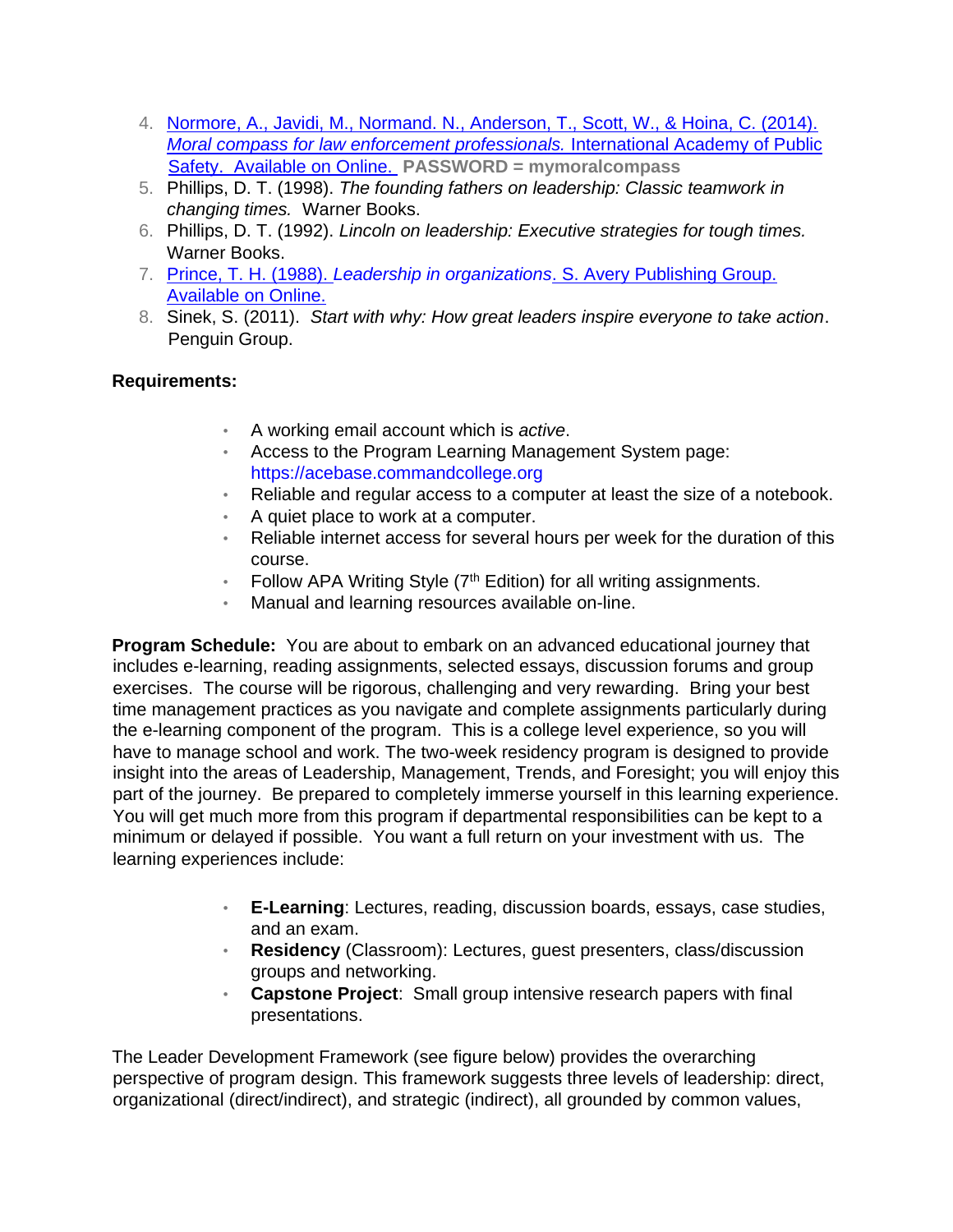4. [Normore, A., Javidi, M., Normand. N., Anderson, T., Scott, W., & Hoina, C. (2014). *Moral compass for law enforcement professionals.* International Academy of Public Safety. Available on Online.] **PASSWORD = mymoralcompass**
5. Phillips, D. T. (1998). *The founding fathers on leadership: Classic teamwork in changing times.* Warner Books.
6. Phillips, D. T. (1992). *Lincoln on leadership: Executive strategies for tough times.* Warner Books.
7. [Prince, T. H. (1988). *Leadership in organizations*. S. Avery Publishing Group. Available on Online.]
8. Sinek, S. (2011). *Start with why: How great leaders inspire everyone to take action*. Penguin Group.

**Requirements:**

- A working email account which is *active*.
- Access to the Program Learning Management System page: https://acebase.commandcollege.org
- Reliable and regular access to a computer at least the size of a notebook.
- A quiet place to work at a computer.
- Reliable internet access for several hours per week for the duration of this course.
- Follow APA Writing Style (7th Edition) for all writing assignments.
- Manual and learning resources available on-line.

**Program Schedule:** You are about to embark on an advanced educational journey that includes e-learning, reading assignments, selected essays, discussion forums and group exercises. The course will be rigorous, challenging and very rewarding. Bring your best time management practices as you navigate and complete assignments particularly during the e-learning component of the program. This is a college level experience, so you will have to manage school and work. The two-week residency program is designed to provide insight into the areas of Leadership, Management, Trends, and Foresight; you will enjoy this part of the journey. Be prepared to completely immerse yourself in this learning experience. You will get much more from this program if departmental responsibilities can be kept to a minimum or delayed if possible. You want a full return on your investment with us. The learning experiences include:

- **E-Learning**: Lectures, reading, discussion boards, essays, case studies, and an exam.
- **Residency** (Classroom): Lectures, guest presenters, class/discussion groups and networking.
- **Capstone Project**: Small group intensive research papers with final presentations.

The Leader Development Framework (see figure below) provides the overarching perspective of program design. This framework suggests three levels of leadership: direct, organizational (direct/indirect), and strategic (indirect), all grounded by common values,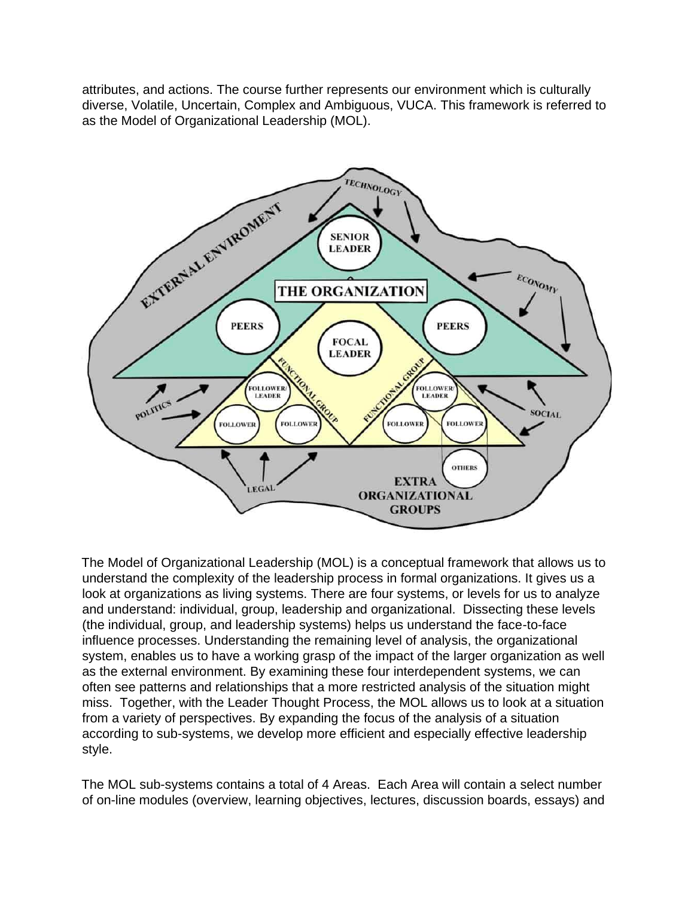attributes, and actions. The course further represents our environment which is culturally diverse, Volatile, Uncertain, Complex and Ambiguous, VUCA. This framework is referred to as the Model of Organizational Leadership (MOL).

The Model of Organizational Leadership (MOL) is a conceptual framework that allows us to understand the complexity of the leadership process in formal organizations. It gives us a look at organizations as living systems. There are four systems, or levels for us to analyze and understand: individual, group, leadership and organizational. Dissecting these levels (the individual, group, and leadership systems) helps us understand the face-to-face influence processes. Understanding the remaining level of analysis, the organizational system, enables us to have a working grasp of the impact of the larger organization as well as the external environment. By examining these four interdependent systems, we can often see patterns and relationships that a more restricted analysis of the situation might miss. Together, with the Leader Thought Process, the MOL allows us to look at a situation from a variety of perspectives. By expanding the focus of the analysis of a situation according to sub-systems, we develop more efficient and especially effective leadership style.

The MOL sub-systems contains a total of 4 Areas. Each Area will contain a select number of on-line modules (overview, learning objectives, lectures, discussion boards, essays) and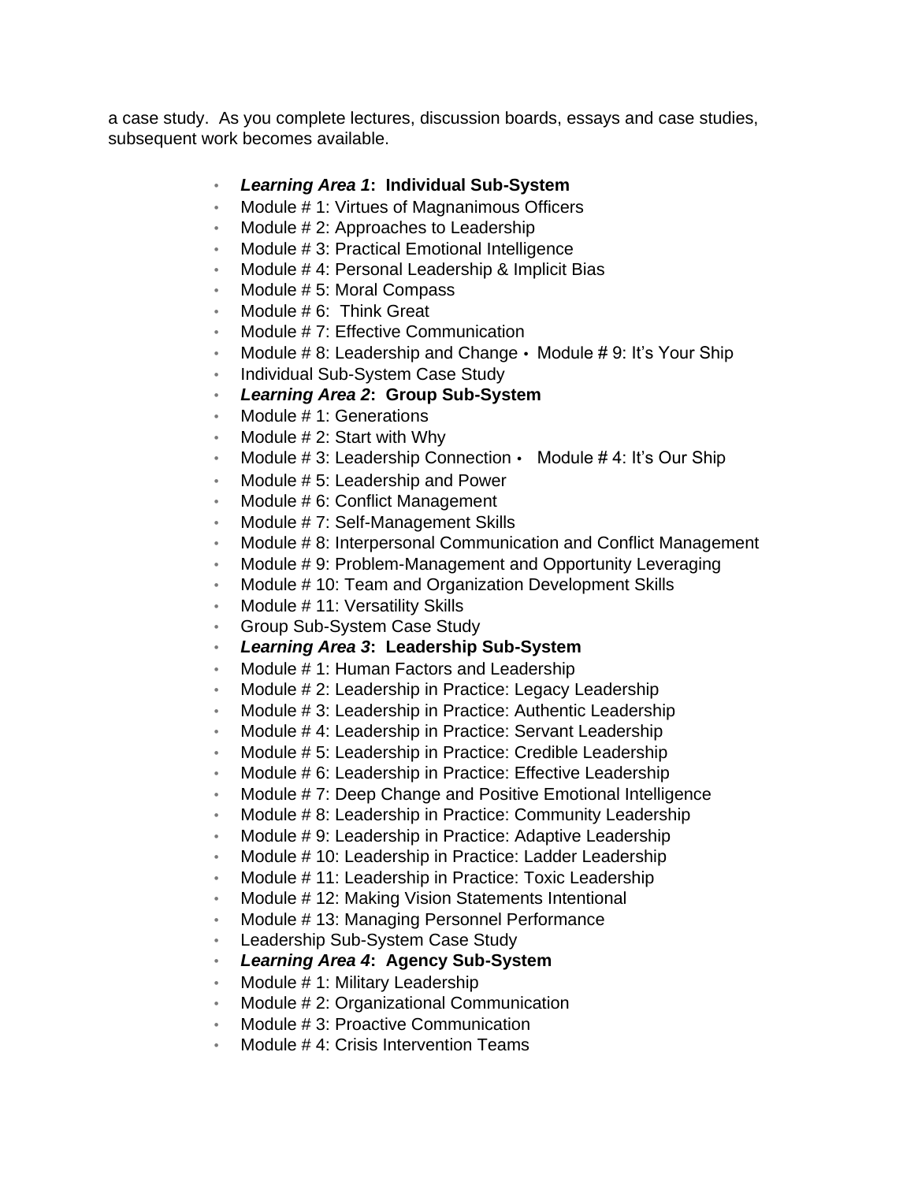a case study.  As you complete lectures, discussion boards, essays and case studies, subsequent work becomes available.

- ***Learning Area 1*: Individual Sub-System**
- Module # 1: Virtues of Magnanimous Officers
- Module # 2: Approaches to Leadership
- Module # 3: Practical Emotional Intelligence
- Module # 4: Personal Leadership & Implicit Bias
- Module # 5: Moral Compass
- Module # 6:  Think Great
- Module # 7: Effective Communication
- Module # 8: Leadership and Change • Module # 9: It's Your Ship
- Individual Sub-System Case Study
- ***Learning Area 2*: Group Sub-System**
- Module # 1: Generations
- Module # 2: Start with Why
- Module # 3: Leadership Connection •   Module # 4: It's Our Ship
- Module # 5: Leadership and Power
- Module # 6: Conflict Management
- Module # 7: Self-Management Skills
- Module # 8: Interpersonal Communication and Conflict Management
- Module # 9: Problem-Management and Opportunity Leveraging
- Module # 10: Team and Organization Development Skills
- Module # 11: Versatility Skills
- Group Sub-System Case Study
- ***Learning Area 3*: Leadership Sub-System**
- Module # 1: Human Factors and Leadership
- Module # 2: Leadership in Practice: Legacy Leadership
- Module # 3: Leadership in Practice: Authentic Leadership
- Module # 4: Leadership in Practice: Servant Leadership
- Module # 5: Leadership in Practice: Credible Leadership
- Module # 6: Leadership in Practice: Effective Leadership
- Module # 7: Deep Change and Positive Emotional Intelligence
- Module # 8: Leadership in Practice: Community Leadership
- Module # 9: Leadership in Practice: Adaptive Leadership
- Module # 10: Leadership in Practice: Ladder Leadership
- Module # 11: Leadership in Practice: Toxic Leadership
- Module # 12: Making Vision Statements Intentional
- Module # 13: Managing Personnel Performance
- Leadership Sub-System Case Study
- ***Learning Area 4*: Agency Sub-System**
- Module # 1: Military Leadership
- Module # 2: Organizational Communication
- Module # 3: Proactive Communication
- Module # 4: Crisis Intervention Teams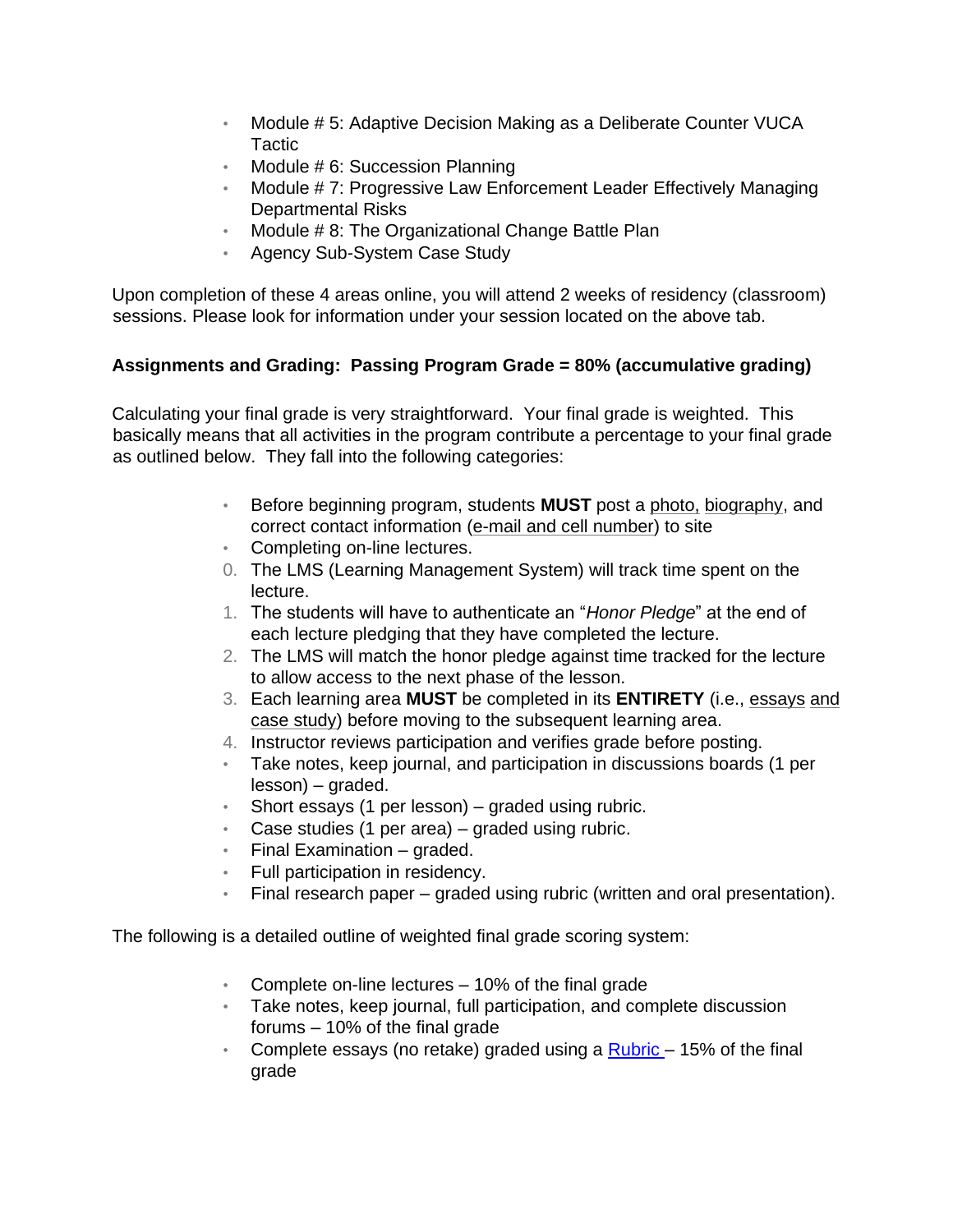- Module # 5: Adaptive Decision Making as a Deliberate Counter VUCA Tactic
- Module # 6: Succession Planning
- Module # 7: Progressive Law Enforcement Leader Effectively Managing Departmental Risks
- Module # 8: The Organizational Change Battle Plan
- Agency Sub-System Case Study

Upon completion of these 4 areas online, you will attend 2 weeks of residency (classroom) sessions. Please look for information under your session located on the above tab.

**Assignments and Grading: Passing Program Grade = 80% (accumulative grading)**

Calculating your final grade is very straightforward. Your final grade is weighted. This basically means that all activities in the program contribute a percentage to your final grade as outlined below. They fall into the following categories:

- Before beginning program, students **MUST** post a photo, biography, and correct contact information (e-mail and cell number) to site
- Completing on-line lectures.

0. The LMS (Learning Management System) will track time spent on the lecture.
1. The students will have to authenticate an "*Honor Pledge*" at the end of each lecture pledging that they have completed the lecture.
2. The LMS will match the honor pledge against time tracked for the lecture to allow access to the next phase of the lesson.
3. Each learning area **MUST** be completed in its **ENTIRETY** (i.e., essays and case study) before moving to the subsequent learning area.
4. Instructor reviews participation and verifies grade before posting.

- Take notes, keep journal, and participation in discussions boards (1 per lesson) – graded.
- Short essays (1 per lesson) – graded using rubric.
- Case studies (1 per area) – graded using rubric.
- Final Examination – graded.
- Full participation in residency.
- Final research paper – graded using rubric (written and oral presentation).

The following is a detailed outline of weighted final grade scoring system:

- Complete on-line lectures – 10% of the final grade
- Take notes, keep journal, full participation, and complete discussion forums – 10% of the final grade
- Complete essays (no retake) graded using a Rubric – 15% of the final grade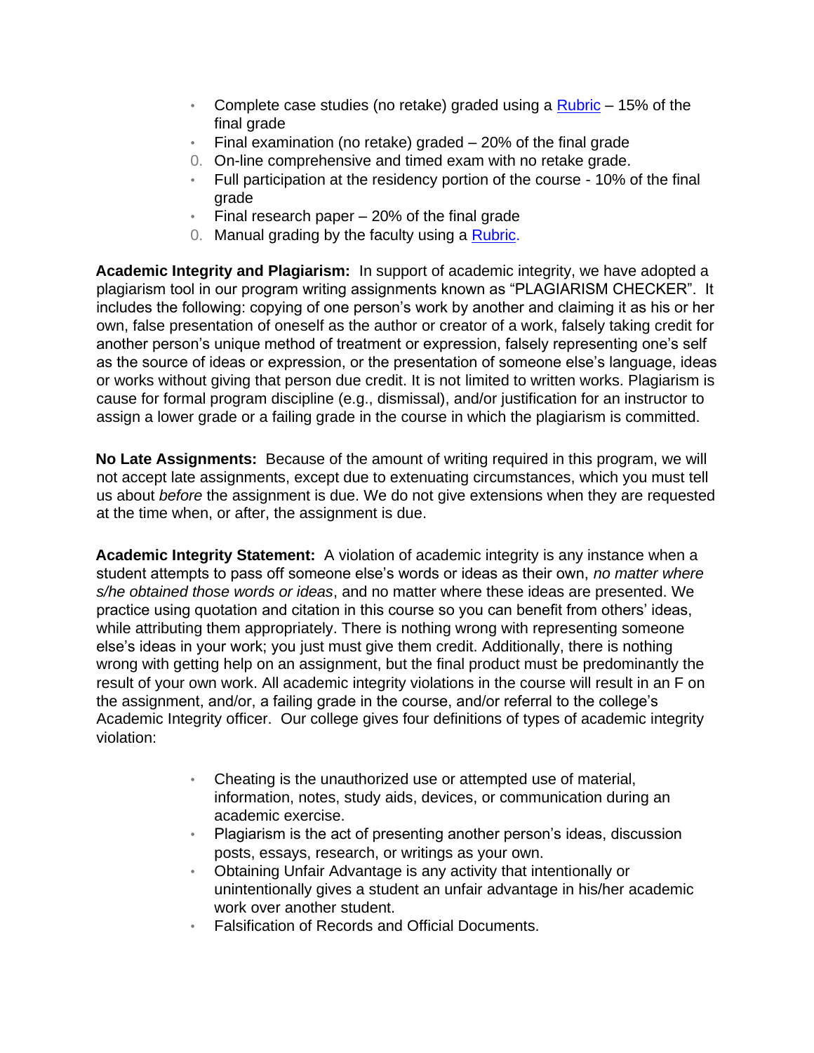- Complete case studies (no retake) graded using a [Rubric](#) – 15% of the final grade
- Final examination (no retake) graded – 20% of the final grade
  0. On-line comprehensive and timed exam with no retake grade.
- Full participation at the residency portion of the course - 10% of the final grade
- Final research paper – 20% of the final grade
  0. Manual grading by the faculty using a [Rubric](#).

**Academic Integrity and Plagiarism:** In support of academic integrity, we have adopted a plagiarism tool in our program writing assignments known as "PLAGIARISM CHECKER". It includes the following: copying of one person's work by another and claiming it as his or her own, false presentation of oneself as the author or creator of a work, falsely taking credit for another person's unique method of treatment or expression, falsely representing one's self as the source of ideas or expression, or the presentation of someone else's language, ideas or works without giving that person due credit. It is not limited to written works. Plagiarism is cause for formal program discipline (e.g., dismissal), and/or justification for an instructor to assign a lower grade or a failing grade in the course in which the plagiarism is committed.

**No Late Assignments:** Because of the amount of writing required in this program, we will not accept late assignments, except due to extenuating circumstances, which you must tell us about *before* the assignment is due. We do not give extensions when they are requested at the time when, or after, the assignment is due.

**Academic Integrity Statement:** A violation of academic integrity is any instance when a student attempts to pass off someone else's words or ideas as their own, *no matter where s/he obtained those words or ideas*, and no matter where these ideas are presented. We practice using quotation and citation in this course so you can benefit from others' ideas, while attributing them appropriately. There is nothing wrong with representing someone else's ideas in your work; you just must give them credit. Additionally, there is nothing wrong with getting help on an assignment, but the final product must be predominantly the result of your own work. All academic integrity violations in the course will result in an F on the assignment, and/or, a failing grade in the course, and/or referral to the college's Academic Integrity officer. Our college gives four definitions of types of academic integrity violation:

- Cheating is the unauthorized use or attempted use of material, information, notes, study aids, devices, or communication during an academic exercise.
- Plagiarism is the act of presenting another person's ideas, discussion posts, essays, research, or writings as your own.
- Obtaining Unfair Advantage is any activity that intentionally or unintentionally gives a student an unfair advantage in his/her academic work over another student.
- Falsification of Records and Official Documents.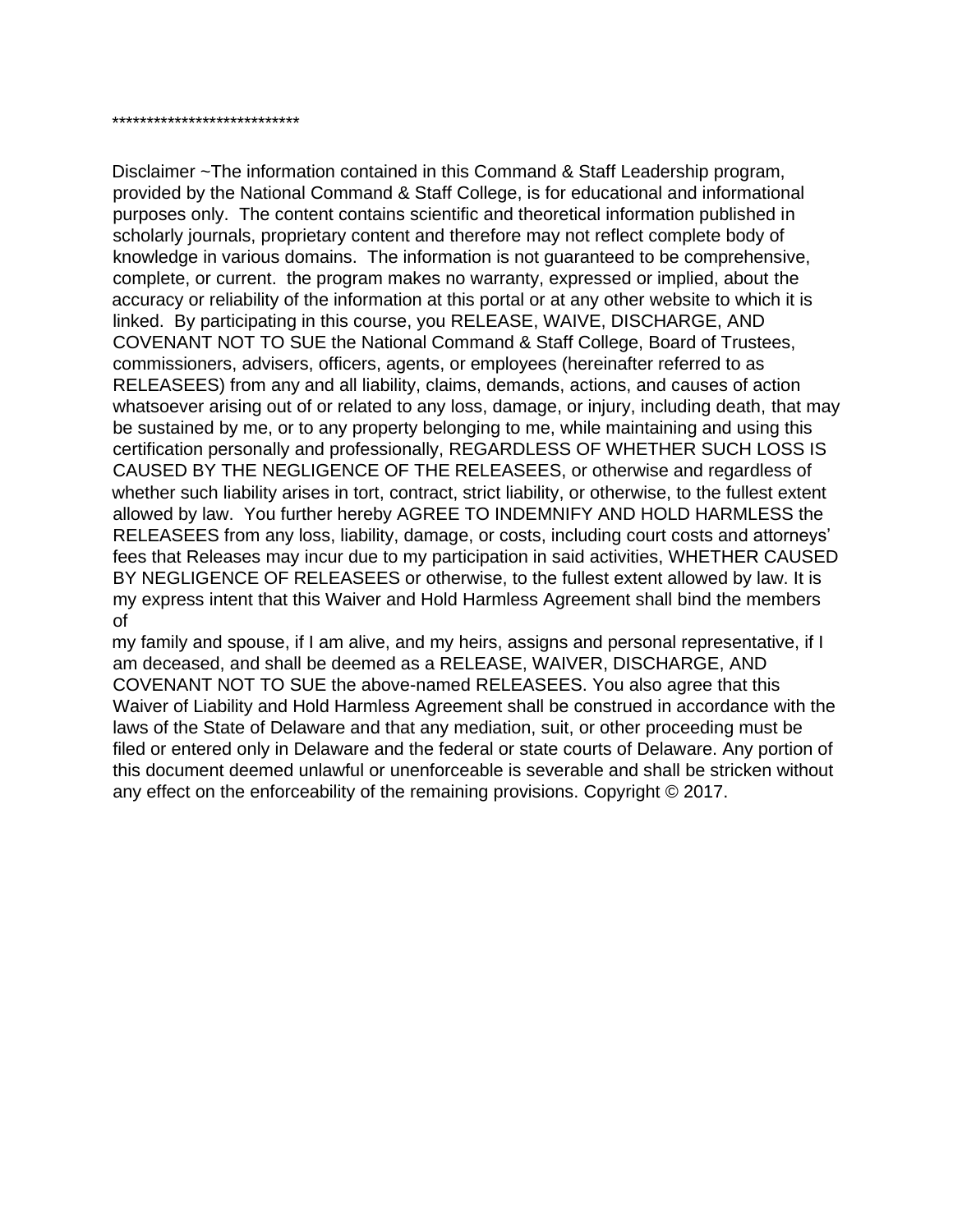***************************

Disclaimer ~The information contained in this Command & Staff Leadership program, provided by the National Command & Staff College, is for educational and informational purposes only. The content contains scientific and theoretical information published in scholarly journals, proprietary content and therefore may not reflect complete body of knowledge in various domains. The information is not guaranteed to be comprehensive, complete, or current. the program makes no warranty, expressed or implied, about the accuracy or reliability of the information at this portal or at any other website to which it is linked. By participating in this course, you RELEASE, WAIVE, DISCHARGE, AND COVENANT NOT TO SUE the National Command & Staff College, Board of Trustees, commissioners, advisers, officers, agents, or employees (hereinafter referred to as RELEASEES) from any and all liability, claims, demands, actions, and causes of action whatsoever arising out of or related to any loss, damage, or injury, including death, that may be sustained by me, or to any property belonging to me, while maintaining and using this certification personally and professionally, REGARDLESS OF WHETHER SUCH LOSS IS CAUSED BY THE NEGLIGENCE OF THE RELEASEES, or otherwise and regardless of whether such liability arises in tort, contract, strict liability, or otherwise, to the fullest extent allowed by law. You further hereby AGREE TO INDEMNIFY AND HOLD HARMLESS the RELEASEES from any loss, liability, damage, or costs, including court costs and attorneys' fees that Releases may incur due to my participation in said activities, WHETHER CAUSED BY NEGLIGENCE OF RELEASEES or otherwise, to the fullest extent allowed by law. It is my express intent that this Waiver and Hold Harmless Agreement shall bind the members of
my family and spouse, if I am alive, and my heirs, assigns and personal representative, if I am deceased, and shall be deemed as a RELEASE, WAIVER, DISCHARGE, AND COVENANT NOT TO SUE the above-named RELEASEES. You also agree that this Waiver of Liability and Hold Harmless Agreement shall be construed in accordance with the laws of the State of Delaware and that any mediation, suit, or other proceeding must be filed or entered only in Delaware and the federal or state courts of Delaware. Any portion of this document deemed unlawful or unenforceable is severable and shall be stricken without any effect on the enforceability of the remaining provisions. Copyright © 2017.